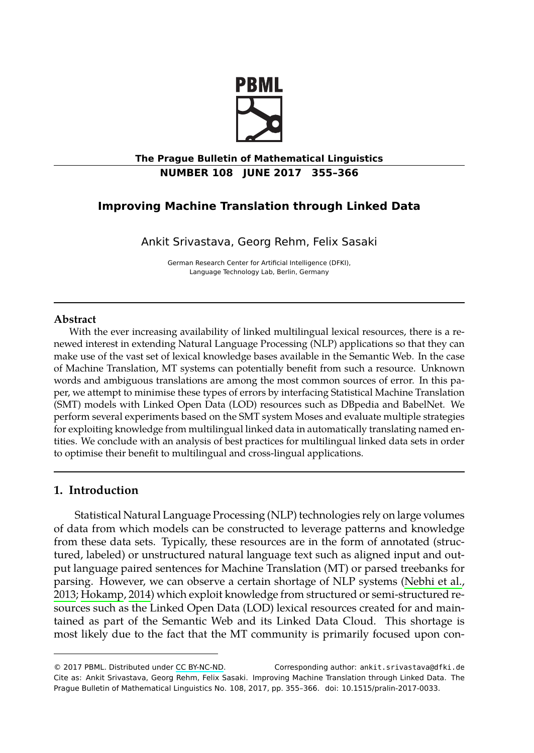# Improving Machine Translation through Linked Data

Ankit Srivastava, Georg Rehm, Felix Sasaki

German Research Center for Artificial Intelligence (DFKI), Language Technology Lab, Berlin, Germany

---

### Abstract

With the ever increasing availability of linked multilingual lexical resources, there is a renewed interest in extending Natural Language Processing (NLP) applications so that they can make use of the vast set of lexical knowledge bases available in the Semantic Web. In the case of Machine Translation, MT systems can potentially benefit from such a resource. Unknown words and ambiguous translations are among the most common sources of error. In this paper, we attempt to minimise these types of errors by interfacing Statistical Machine Translation (SMT) models with Linked Open Data (LOD) resources such as DBpedia and BabelNet. We perform several experiments based on the SMT system Moses and evaluate multiple strategies for exploiting knowledge from multilingual linked data in automatically translating named entities. We conclude with an analysis of best practices for multilingual linked data sets in order to optimise their benefit to multilingual and cross-lingual applications.

---

## 1. Introduction

Statistical Natural Language Processing (NLP) technologies rely on large volumes of data from which models can be constructed to leverage patterns and knowledge from these data sets. Typically, these resources are in the form of annotated (structured, labeled) or unstructured natural language text such as aligned input and output language paired sentences for Machine Translation (MT) or parsed treebanks for parsing. However, we can observe a certain shortage of NLP systems (Nebhi et al., 2013; Hokamp, 2014) which exploit knowledge from structured or semi-structured resources such as the Linked Open Data (LOD) lexical resources created for and maintained as part of the Semantic Web and its Linked Data Cloud. This shortage is most likely due to the fact that the MT community is primarily focused upon con-

---

© 2017 PBML. Distributed under CC BY-NC-ND. Corresponding author: ankit.srivastava@dfki.de
Cite as: Ankit Srivastava, Georg Rehm, Felix Sasaki. Improving Machine Translation through Linked Data. The Prague Bulletin of Mathematical Linguistics No. 108, 2017, pp. 355–366. doi: 10.1515/pralin-2017-0033.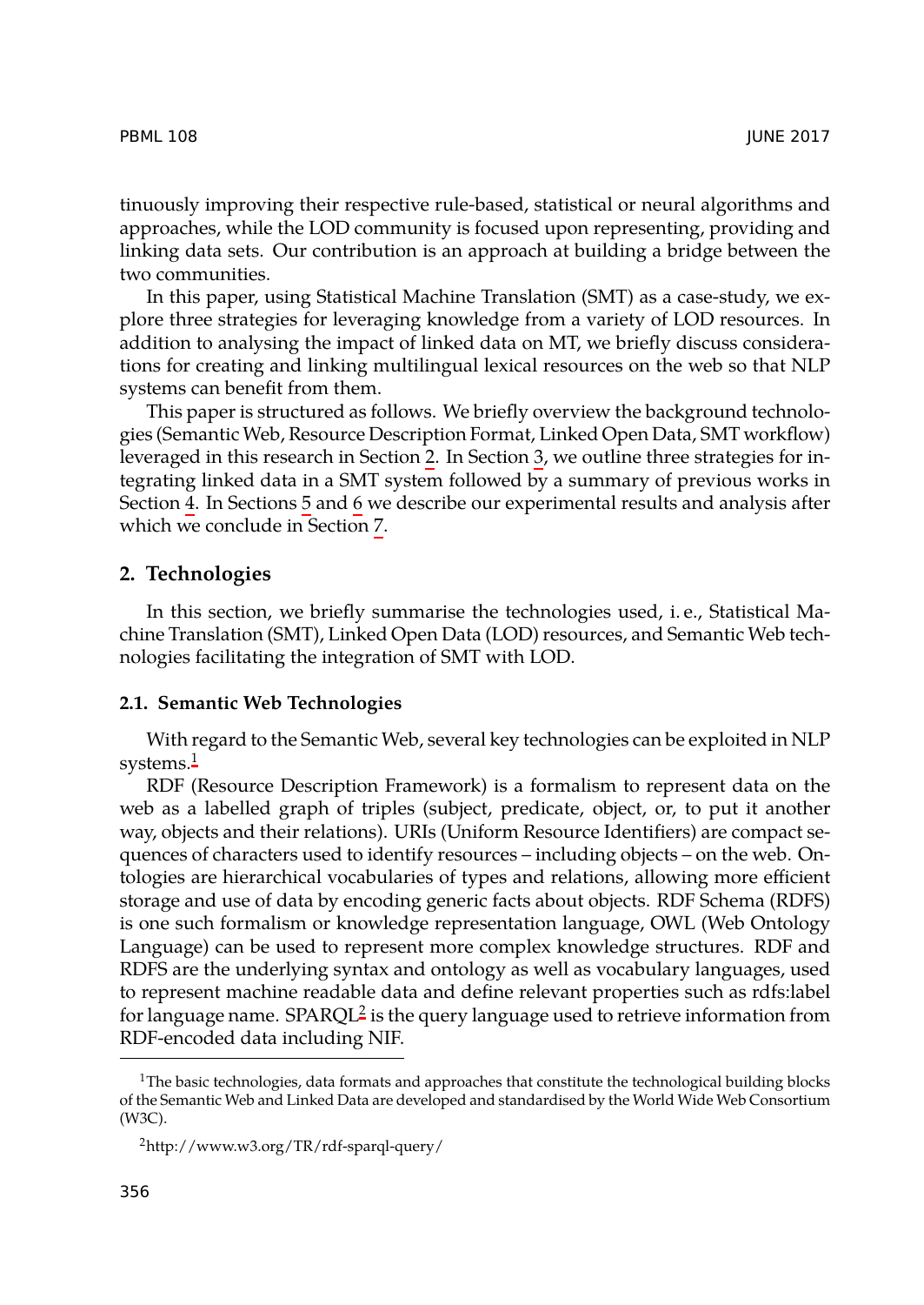tinuously improving their respective rule-based, statistical or neural algorithms and approaches, while the LOD community is focused upon representing, providing and linking data sets. Our contribution is an approach at building a bridge between the two communities.

In this paper, using Statistical Machine Translation (SMT) as a case-study, we explore three strategies for leveraging knowledge from a variety of LOD resources. In addition to analysing the impact of linked data on MT, we briefly discuss considerations for creating and linking multilingual lexical resources on the web so that NLP systems can benefit from them.

This paper is structured as follows. We briefly overview the background technologies (Semantic Web, Resource Description Format, Linked Open Data, SMT workflow) leveraged in this research in Section 2. In Section 3, we outline three strategies for integrating linked data in a SMT system followed by a summary of previous works in Section 4. In Sections 5 and 6 we describe our experimental results and analysis after which we conclude in Section 7.

## 2. Technologies

In this section, we briefly summarise the technologies used, i. e., Statistical Machine Translation (SMT), Linked Open Data (LOD) resources, and Semantic Web technologies facilitating the integration of SMT with LOD.

### 2.1. Semantic Web Technologies

With regard to the Semantic Web, several key technologies can be exploited in NLP systems.[1]

RDF (Resource Description Framework) is a formalism to represent data on the web as a labelled graph of triples (subject, predicate, object, or, to put it another way, objects and their relations). URIs (Uniform Resource Identifiers) are compact sequences of characters used to identify resources – including objects – on the web. Ontologies are hierarchical vocabularies of types and relations, allowing more efficient storage and use of data by encoding generic facts about objects. RDF Schema (RDFS) is one such formalism or knowledge representation language, OWL (Web Ontology Language) can be used to represent more complex knowledge structures. RDF and RDFS are the underlying syntax and ontology as well as vocabulary languages, used to represent machine readable data and define relevant properties such as rdfs:label for language name. SPARQL[2] is the query language used to retrieve information from RDF-encoded data including NIF.

---

[1]The basic technologies, data formats and approaches that constitute the technological building blocks of the Semantic Web and Linked Data are developed and standardised by the World Wide Web Consortium (W3C).

[2]http://www.w3.org/TR/rdf-sparql-query/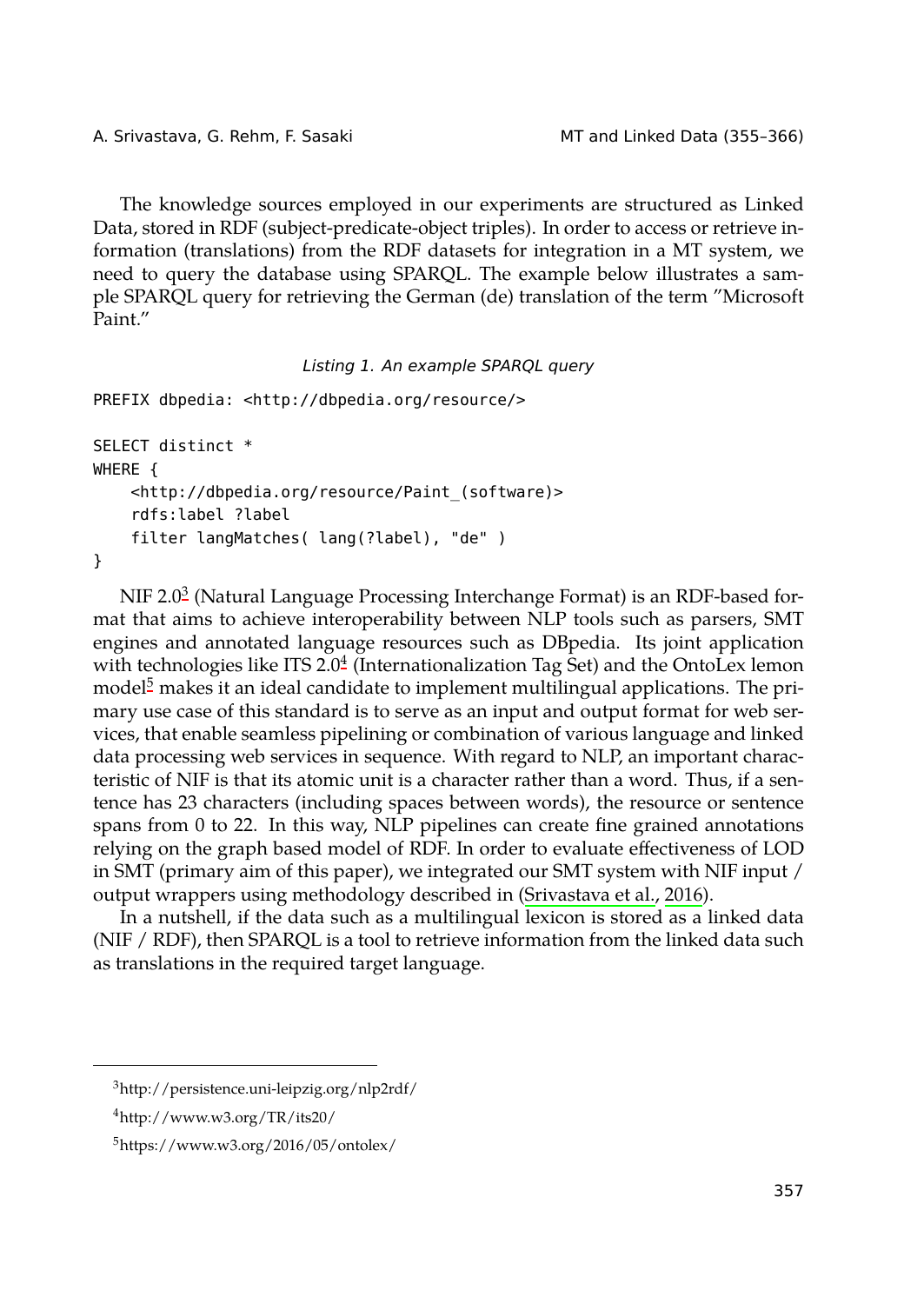The knowledge sources employed in our experiments are structured as Linked Data, stored in RDF (subject-predicate-object triples). In order to access or retrieve information (translations) from the RDF datasets for integration in a MT system, we need to query the database using SPARQL. The example below illustrates a sample SPARQL query for retrieving the German (de) translation of the term "Microsoft Paint."

*Listing 1. An example SPARQL query*

```
PREFIX dbpedia: <http://dbpedia.org/resource/>

SELECT distinct *
WHERE {
    <http://dbpedia.org/resource/Paint_(software)>
    rdfs:label ?label
    filter langMatches( lang(?label), "de" )
}
```

NIF 2.0[3] (Natural Language Processing Interchange Format) is an RDF-based format that aims to achieve interoperability between NLP tools such as parsers, SMT engines and annotated language resources such as DBpedia. Its joint application with technologies like ITS 2.0[4] (Internationalization Tag Set) and the OntoLex lemon model[5] makes it an ideal candidate to implement multilingual applications. The primary use case of this standard is to serve as an input and output format for web services, that enable seamless pipelining or combination of various language and linked data processing web services in sequence. With regard to NLP, an important characteristic of NIF is that its atomic unit is a character rather than a word. Thus, if a sentence has 23 characters (including spaces between words), the resource or sentence spans from 0 to 22. In this way, NLP pipelines can create fine grained annotations relying on the graph based model of RDF. In order to evaluate effectiveness of LOD in SMT (primary aim of this paper), we integrated our SMT system with NIF input / output wrappers using methodology described in (Srivastava et al., 2016).

In a nutshell, if the data such as a multilingual lexicon is stored as a linked data (NIF / RDF), then SPARQL is a tool to retrieve information from the linked data such as translations in the required target language.

---

[3] http://persistence.uni-leipzig.org/nlp2rdf/

[4] http://www.w3.org/TR/its20/

[5] https://www.w3.org/2016/05/ontolex/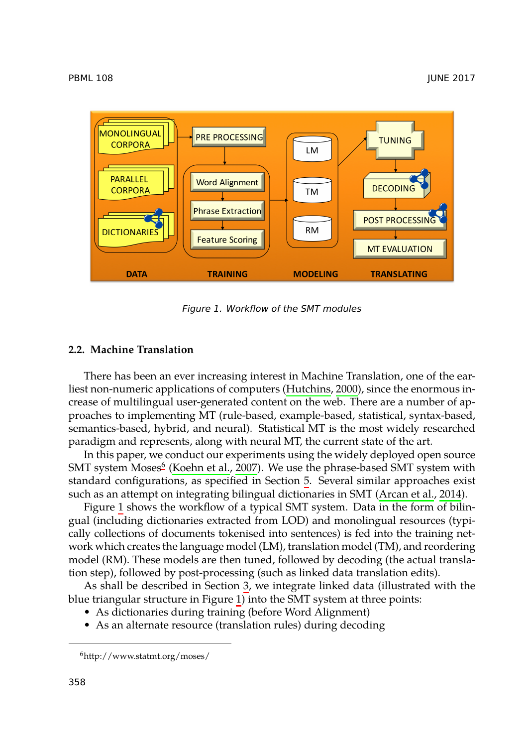Figure 1. Workflow of the SMT modules

## 2.2. Machine Translation

There has been an ever increasing interest in Machine Translation, one of the earliest non-numeric applications of computers (Hutchins, 2000), since the enormous increase of multilingual user-generated content on the web. There are a number of approaches to implementing MT (rule-based, example-based, statistical, syntax-based, semantics-based, hybrid, and neural). Statistical MT is the most widely researched paradigm and represents, along with neural MT, the current state of the art.

In this paper, we conduct our experiments using the widely deployed open source SMT system Moses[6] (Koehn et al., 2007). We use the phrase-based SMT system with standard configurations, as specified in Section 5. Several similar approaches exist such as an attempt on integrating bilingual dictionaries in SMT (Arcan et al., 2014).

Figure 1 shows the workflow of a typical SMT system. Data in the form of bilingual (including dictionaries extracted from LOD) and monolingual resources (typically collections of documents tokenised into sentences) is fed into the training network which creates the language model (LM), translation model (TM), and reordering model (RM). These models are then tuned, followed by decoding (the actual translation step), followed by post-processing (such as linked data translation edits).

As shall be described in Section 3, we integrate linked data (illustrated with the blue triangular structure in Figure 1) into the SMT system at three points:

- As dictionaries during training (before Word Alignment)
- As an alternate resource (translation rules) during decoding

[6] http://www.statmt.org/moses/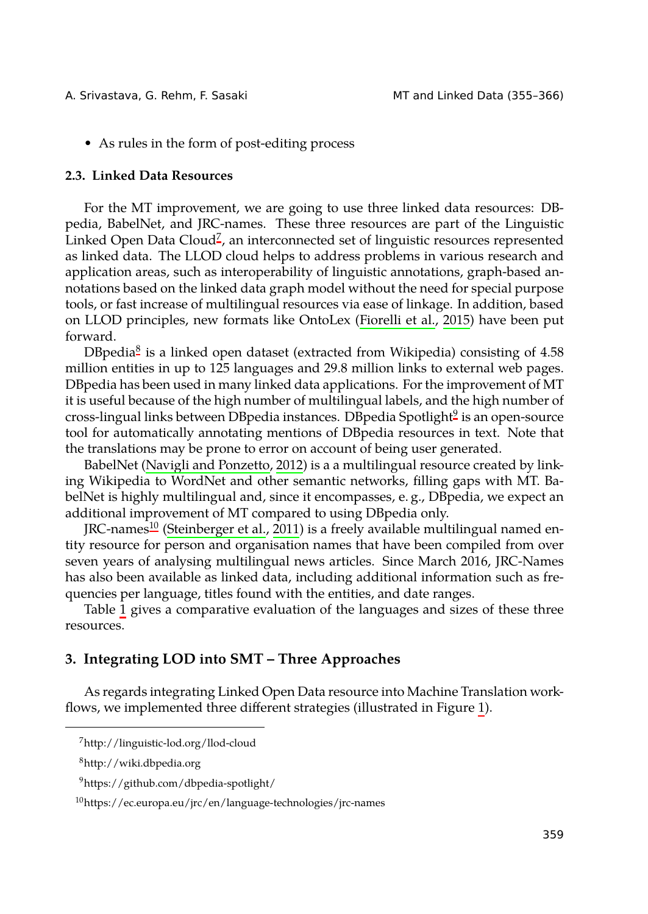- As rules in the form of post-editing process

### 2.3. Linked Data Resources

For the MT improvement, we are going to use three linked data resources: DBpedia, BabelNet, and JRC-names. These three resources are part of the Linguistic Linked Open Data Cloud[7], an interconnected set of linguistic resources represented as linked data. The LLOD cloud helps to address problems in various research and application areas, such as interoperability of linguistic annotations, graph-based annotations based on the linked data graph model without the need for special purpose tools, or fast increase of multilingual resources via ease of linkage. In addition, based on LLOD principles, new formats like OntoLex (Fiorelli et al., 2015) have been put forward.

DBpedia[8] is a linked open dataset (extracted from Wikipedia) consisting of 4.58 million entities in up to 125 languages and 29.8 million links to external web pages. DBpedia has been used in many linked data applications. For the improvement of MT it is useful because of the high number of multilingual labels, and the high number of cross-lingual links between DBpedia instances. DBpedia Spotlight[9] is an open-source tool for automatically annotating mentions of DBpedia resources in text. Note that the translations may be prone to error on account of being user generated.

BabelNet (Navigli and Ponzetto, 2012) is a a multilingual resource created by linking Wikipedia to WordNet and other semantic networks, filling gaps with MT. BabelNet is highly multilingual and, since it encompasses, e. g., DBpedia, we expect an additional improvement of MT compared to using DBpedia only.

JRC-names[10] (Steinberger et al., 2011) is a freely available multilingual named entity resource for person and organisation names that have been compiled from over seven years of analysing multilingual news articles. Since March 2016, JRC-Names has also been available as linked data, including additional information such as frequencies per language, titles found with the entities, and date ranges.

Table 1 gives a comparative evaluation of the languages and sizes of these three resources.

## 3. Integrating LOD into SMT – Three Approaches

As regards integrating Linked Open Data resource into Machine Translation workflows, we implemented three different strategies (illustrated in Figure 1).

[7] http://linguistic-lod.org/llod-cloud

[8] http://wiki.dbpedia.org

[9] https://github.com/dbpedia-spotlight/

[10] https://ec.europa.eu/jrc/en/language-technologies/jrc-names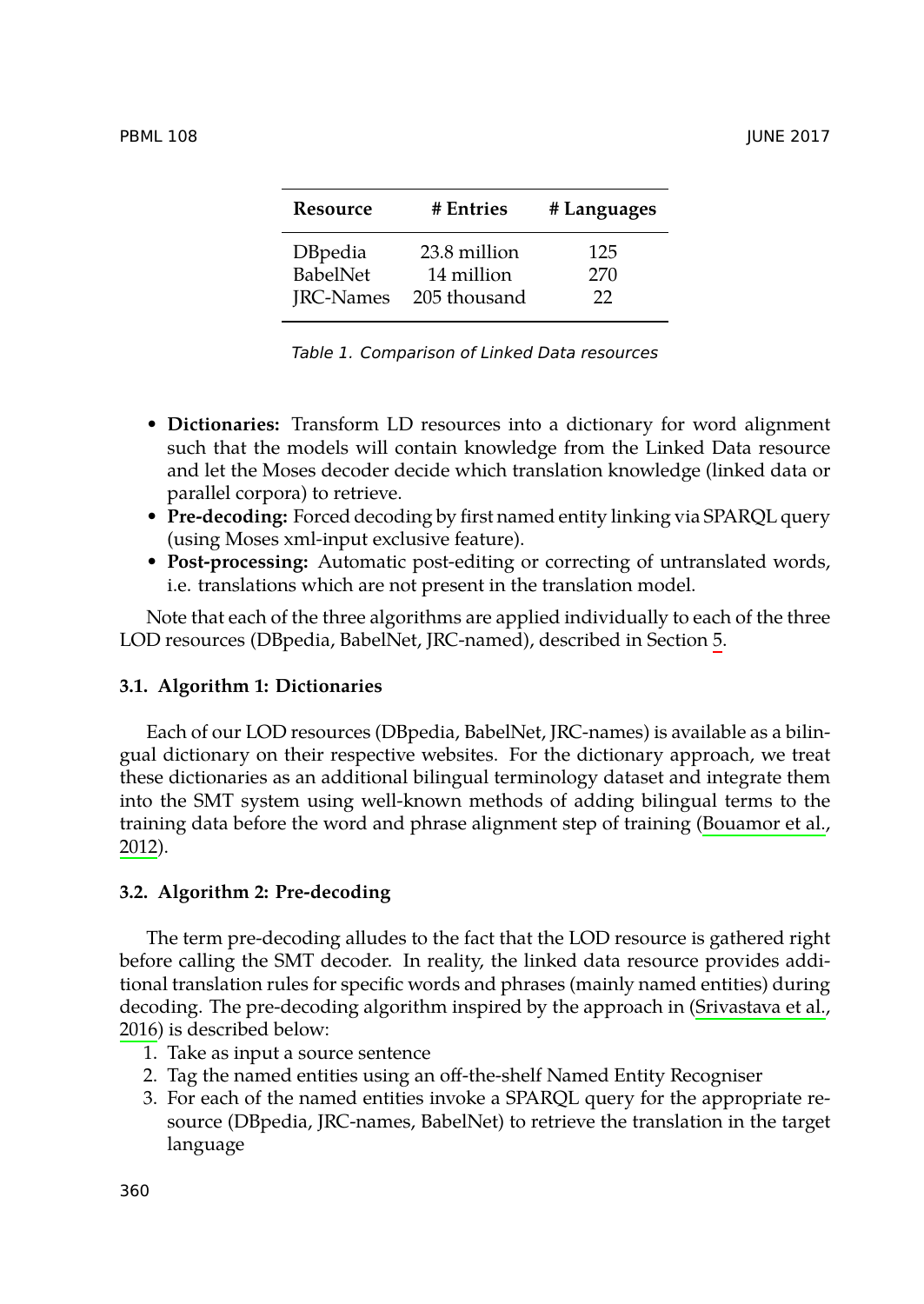| Resource | # Entries | # Languages |
|---|---|---|
| DBpedia | 23.8 million | 125 |
| BabelNet | 14 million | 270 |
| JRC-Names | 205 thousand | 22 |

*Table 1. Comparison of Linked Data resources*

- **Dictionaries:** Transform LD resources into a dictionary for word alignment such that the models will contain knowledge from the Linked Data resource and let the Moses decoder decide which translation knowledge (linked data or parallel corpora) to retrieve.
- **Pre-decoding:** Forced decoding by first named entity linking via SPARQL query (using Moses xml-input exclusive feature).
- **Post-processing:** Automatic post-editing or correcting of untranslated words, i.e. translations which are not present in the translation model.

Note that each of the three algorithms are applied individually to each of the three LOD resources (DBpedia, BabelNet, JRC-named), described in Section 5.

### 3.1. Algorithm 1: Dictionaries

Each of our LOD resources (DBpedia, BabelNet, JRC-names) is available as a bilingual dictionary on their respective websites. For the dictionary approach, we treat these dictionaries as an additional bilingual terminology dataset and integrate them into the SMT system using well-known methods of adding bilingual terms to the training data before the word and phrase alignment step of training (Bouamor et al., 2012).

### 3.2. Algorithm 2: Pre-decoding

The term pre-decoding alludes to the fact that the LOD resource is gathered right before calling the SMT decoder. In reality, the linked data resource provides additional translation rules for specific words and phrases (mainly named entities) during decoding. The pre-decoding algorithm inspired by the approach in (Srivastava et al., 2016) is described below:

1. Take as input a source sentence
2. Tag the named entities using an off-the-shelf Named Entity Recogniser
3. For each of the named entities invoke a SPARQL query for the appropriate resource (DBpedia, JRC-names, BabelNet) to retrieve the translation in the target language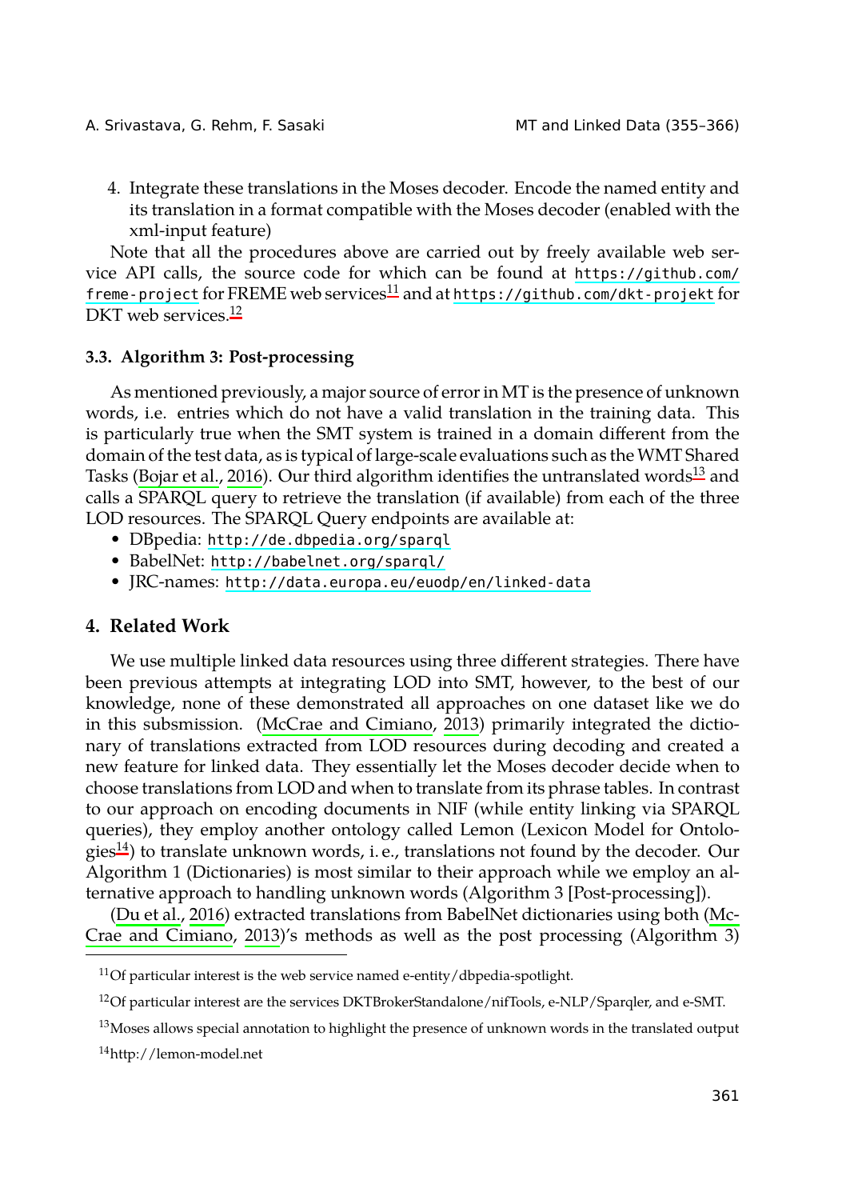4. Integrate these translations in the Moses decoder. Encode the named entity and its translation in a format compatible with the Moses decoder (enabled with the xml-input feature)

Note that all the procedures above are carried out by freely available web service API calls, the source code for which can be found at `https://github.com/freme-project` for FREME web services[11] and at `https://github.com/dkt-projekt` for DKT web services.[12]

### 3.3. Algorithm 3: Post-processing

As mentioned previously, a major source of error in MT is the presence of unknown words, i.e. entries which do not have a valid translation in the training data. This is particularly true when the SMT system is trained in a domain different from the domain of the test data, as is typical of large-scale evaluations such as the WMT Shared Tasks (Bojar et al., 2016). Our third algorithm identifies the untranslated words[13] and calls a SPARQL query to retrieve the translation (if available) from each of the three LOD resources. The SPARQL Query endpoints are available at:

- DBpedia: `http://de.dbpedia.org/sparql`
- BabelNet: `http://babelnet.org/sparql/`
- JRC-names: `http://data.europa.eu/euodp/en/linked-data`

## 4. Related Work

We use multiple linked data resources using three different strategies. There have been previous attempts at integrating LOD into SMT, however, to the best of our knowledge, none of these demonstrated all approaches on one dataset like we do in this submission. (McCrae and Cimiano, 2013) primarily integrated the dictionary of translations extracted from LOD resources during decoding and created a new feature for linked data. They essentially let the Moses decoder decide when to choose translations from LOD and when to translate from its phrase tables. In contrast to our approach on encoding documents in NIF (while entity linking via SPARQL queries), they employ another ontology called Lemon (Lexicon Model for Ontologies[14]) to translate unknown words, i. e., translations not found by the decoder. Our Algorithm 1 (Dictionaries) is most similar to their approach while we employ an alternative approach to handling unknown words (Algorithm 3 [Post-processing]).

(Du et al., 2016) extracted translations from BabelNet dictionaries using both (McCrae and Cimiano, 2013)'s methods as well as the post processing (Algorithm 3)

---

[11] Of particular interest is the web service named e-entity/dbpedia-spotlight.

[12] Of particular interest are the services DKTBrokerStandalone/nifTools, e-NLP/Sparqler, and e-SMT.

[13] Moses allows special annotation to highlight the presence of unknown words in the translated output

[14] http://lemon-model.net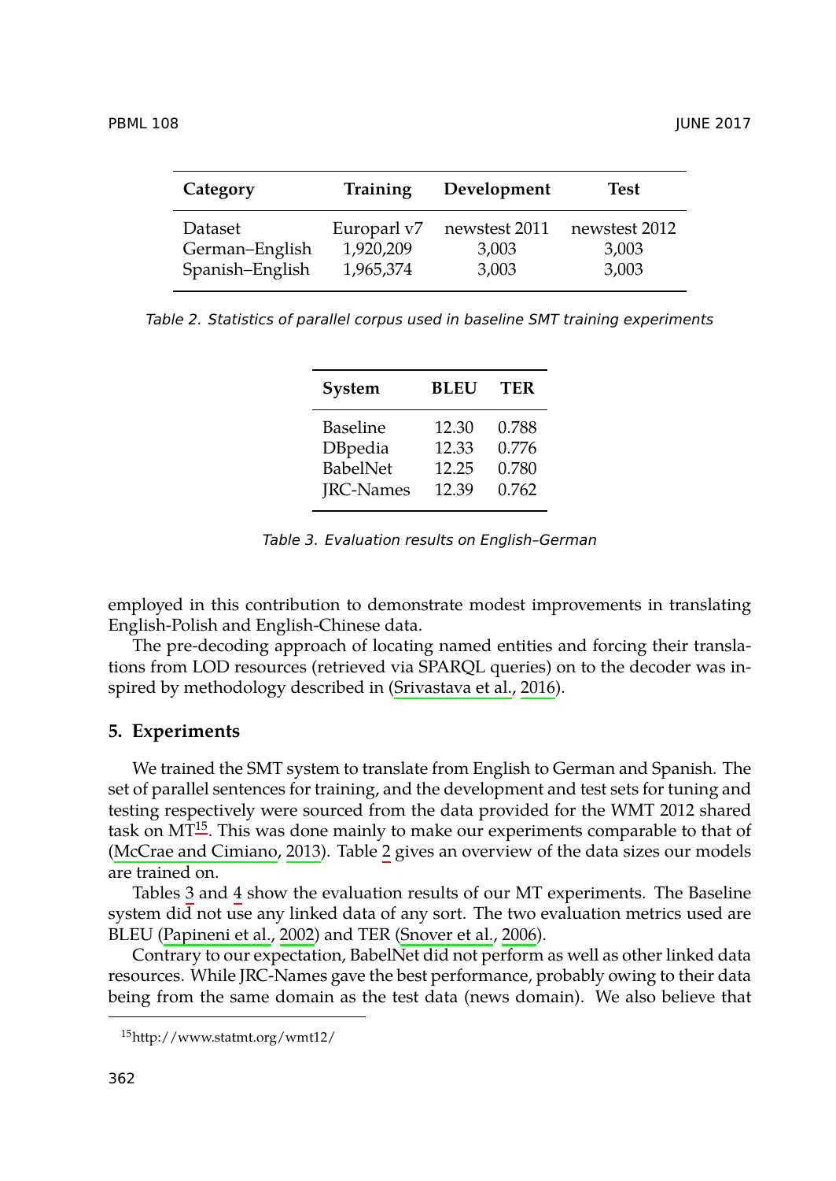| Category | Training | Development | Test |
|---|---|---|---|
| Dataset | Europarl v7 | newstest 2011 | newstest 2012 |
| German–English | 1,920,209 | 3,003 | 3,003 |
| Spanish–English | 1,965,374 | 3,003 | 3,003 |

*Table 2. Statistics of parallel corpus used in baseline SMT training experiments*

| System | BLEU | TER |
|---|---|---|
| Baseline | 12.30 | 0.788 |
| DBpedia | 12.33 | 0.776 |
| BabelNet | 12.25 | 0.780 |
| JRC-Names | 12.39 | 0.762 |

*Table 3. Evaluation results on English–German*

employed in this contribution to demonstrate modest improvements in translating English-Polish and English-Chinese data.

The pre-decoding approach of locating named entities and forcing their translations from LOD resources (retrieved via SPARQL queries) on to the decoder was inspired by methodology described in (Srivastava et al., 2016).

## 5. Experiments

We trained the SMT system to translate from English to German and Spanish. The set of parallel sentences for training, and the development and test sets for tuning and testing respectively were sourced from the data provided for the WMT 2012 shared task on MT[15]. This was done mainly to make our experiments comparable to that of (McCrae and Cimiano, 2013). Table 2 gives an overview of the data sizes our models are trained on.

Tables 3 and 4 show the evaluation results of our MT experiments. The Baseline system did not use any linked data of any sort. The two evaluation metrics used are BLEU (Papineni et al., 2002) and TER (Snover et al., 2006).

Contrary to our expectation, BabelNet did not perform as well as other linked data resources. While JRC-Names gave the best performance, probably owing to their data being from the same domain as the test data (news domain). We also believe that

[15] http://www.statmt.org/wmt12/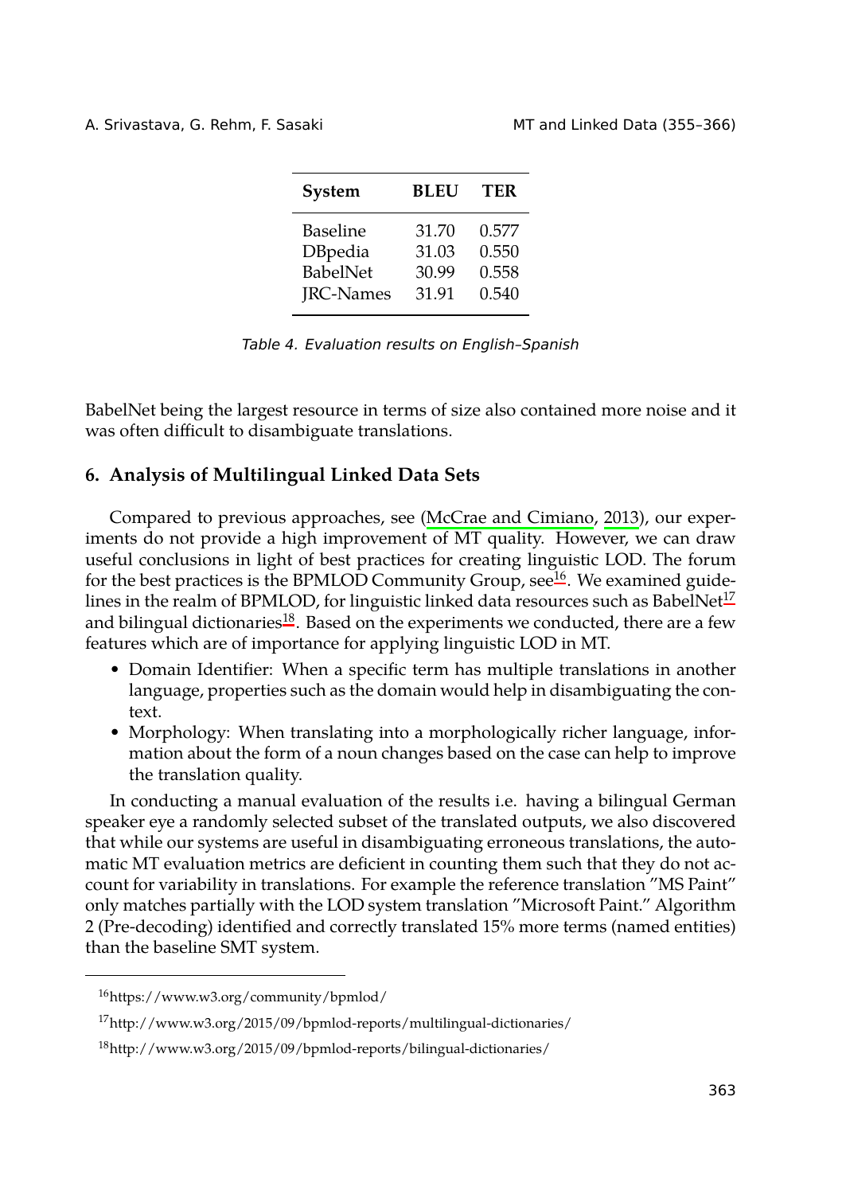| System | BLEU | TER |
|---|---|---|
| Baseline | 31.70 | 0.577 |
| DBpedia | 31.03 | 0.550 |
| BabelNet | 30.99 | 0.558 |
| JRC-Names | 31.91 | 0.540 |

*Table 4. Evaluation results on English–Spanish*

BabelNet being the largest resource in terms of size also contained more noise and it was often difficult to disambiguate translations.

## 6. Analysis of Multilingual Linked Data Sets

Compared to previous approaches, see (McCrae and Cimiano, 2013), our experiments do not provide a high improvement of MT quality. However, we can draw useful conclusions in light of best practices for creating linguistic LOD. The forum for the best practices is the BPMLOD Community Group, see[16]. We examined guidelines in the realm of BPMLOD, for linguistic linked data resources such as BabelNet[17] and bilingual dictionaries[18]. Based on the experiments we conducted, there are a few features which are of importance for applying linguistic LOD in MT.

- Domain Identifier: When a specific term has multiple translations in another language, properties such as the domain would help in disambiguating the context.
- Morphology: When translating into a morphologically richer language, information about the form of a noun changes based on the case can help to improve the translation quality.

In conducting a manual evaluation of the results i.e. having a bilingual German speaker eye a randomly selected subset of the translated outputs, we also discovered that while our systems are useful in disambiguating erroneous translations, the automatic MT evaluation metrics are deficient in counting them such that they do not account for variability in translations. For example the reference translation "MS Paint" only matches partially with the LOD system translation "Microsoft Paint." Algorithm 2 (Pre-decoding) identified and correctly translated 15% more terms (named entities) than the baseline SMT system.

---

[16] https://www.w3.org/community/bpmlod/

[17] http://www.w3.org/2015/09/bpmlod-reports/multilingual-dictionaries/

[18] http://www.w3.org/2015/09/bpmlod-reports/bilingual-dictionaries/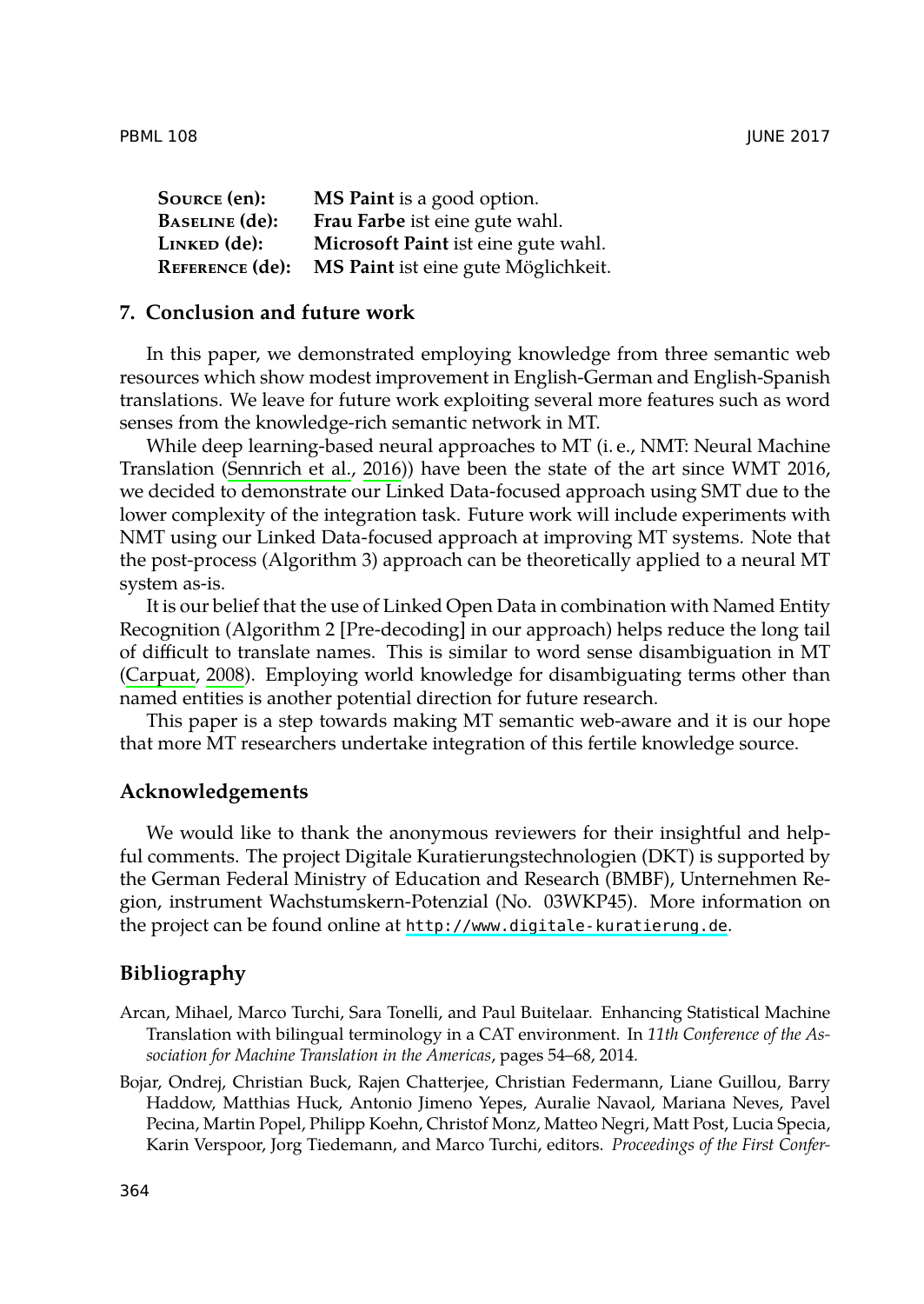| | |
|---|---|
| **Source (en):** | **MS Paint** is a good option. |
| **Baseline (de):** | **Frau Farbe** ist eine gute wahl. |
| **Linked (de):** | **Microsoft Paint** ist eine gute wahl. |
| **Reference (de):** | **MS Paint** ist eine gute Möglichkeit. |

## 7. Conclusion and future work

In this paper, we demonstrated employing knowledge from three semantic web resources which show modest improvement in English-German and English-Spanish translations. We leave for future work exploiting several more features such as word senses from the knowledge-rich semantic network in MT.

While deep learning-based neural approaches to MT (i. e., NMT: Neural Machine Translation (Sennrich et al., 2016)) have been the state of the art since WMT 2016, we decided to demonstrate our Linked Data-focused approach using SMT due to the lower complexity of the integration task. Future work will include experiments with NMT using our Linked Data-focused approach at improving MT systems. Note that the post-process (Algorithm 3) approach can be theoretically applied to a neural MT system as-is.

It is our belief that the use of Linked Open Data in combination with Named Entity Recognition (Algorithm 2 [Pre-decoding] in our approach) helps reduce the long tail of difficult to translate names. This is similar to word sense disambiguation in MT (Carpuat, 2008). Employing world knowledge for disambiguating terms other than named entities is another potential direction for future research.

This paper is a step towards making MT semantic web-aware and it is our hope that more MT researchers undertake integration of this fertile knowledge source.

## Acknowledgements

We would like to thank the anonymous reviewers for their insightful and helpful comments. The project Digitale Kuratierungstechnologien (DKT) is supported by the German Federal Ministry of Education and Research (BMBF), Unternehmen Region, instrument Wachstumskern-Potenzial (No. 03WKP45). More information on the project can be found online at http://www.digitale-kuratierung.de.

## Bibliography

Arcan, Mihael, Marco Turchi, Sara Tonelli, and Paul Buitelaar. Enhancing Statistical Machine Translation with bilingual terminology in a CAT environment. In *11th Conference of the Association for Machine Translation in the Americas*, pages 54–68, 2014.

Bojar, Ondrej, Christian Buck, Rajen Chatterjee, Christian Federmann, Liane Guillou, Barry Haddow, Matthias Huck, Antonio Jimeno Yepes, Auralie Navaol, Mariana Neves, Pavel Pecina, Martin Popel, Philipp Koehn, Christof Monz, Matteo Negri, Matt Post, Lucia Specia, Karin Verspoor, Jorg Tiedemann, and Marco Turchi, editors. *Proceedings of the First Confer-*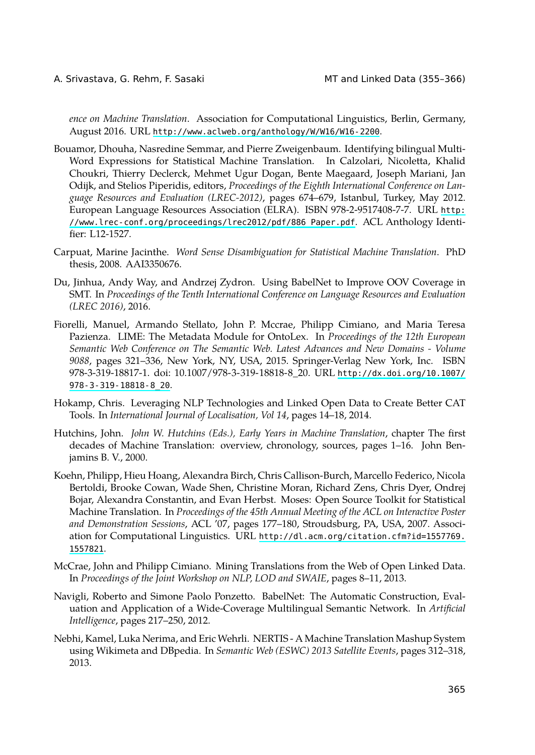*ence on Machine Translation*. Association for Computational Linguistics, Berlin, Germany, August 2016. URL http://www.aclweb.org/anthology/W/W16/W16-2200.

Bouamor, Dhouha, Nasredine Semmar, and Pierre Zweigenbaum. Identifying bilingual Multi-Word Expressions for Statistical Machine Translation. In Calzolari, Nicoletta, Khalid Choukri, Thierry Declerck, Mehmet Ugur Dogan, Bente Maegaard, Joseph Mariani, Jan Odijk, and Stelios Piperidis, editors, *Proceedings of the Eighth International Conference on Language Resources and Evaluation (LREC-2012)*, pages 674–679, Istanbul, Turkey, May 2012. European Language Resources Association (ELRA). ISBN 978-2-9517408-7-7. URL http://www.lrec-conf.org/proceedings/lrec2012/pdf/886_Paper.pdf. ACL Anthology Identifier: L12-1527.

Carpuat, Marine Jacinthe. *Word Sense Disambiguation for Statistical Machine Translation*. PhD thesis, 2008. AAI3350676.

Du, Jinhua, Andy Way, and Andrzej Zydron. Using BabelNet to Improve OOV Coverage in SMT. In *Proceedings of the Tenth International Conference on Language Resources and Evaluation (LREC 2016)*, 2016.

Fiorelli, Manuel, Armando Stellato, John P. Mccrae, Philipp Cimiano, and Maria Teresa Pazienza. LIME: The Metadata Module for OntoLex. In *Proceedings of the 12th European Semantic Web Conference on The Semantic Web. Latest Advances and New Domains - Volume 9088*, pages 321–336, New York, NY, USA, 2015. Springer-Verlag New York, Inc. ISBN 978-3-319-18817-1. doi: 10.1007/978-3-319-18818-8_20. URL http://dx.doi.org/10.1007/978-3-319-18818-8_20.

Hokamp, Chris. Leveraging NLP Technologies and Linked Open Data to Create Better CAT Tools. In *International Journal of Localisation, Vol 14*, pages 14–18, 2014.

Hutchins, John. *John W. Hutchins (Eds.), Early Years in Machine Translation*, chapter The first decades of Machine Translation: overview, chronology, sources, pages 1–16. John Benjamins B. V., 2000.

Koehn, Philipp, Hieu Hoang, Alexandra Birch, Chris Callison-Burch, Marcello Federico, Nicola Bertoldi, Brooke Cowan, Wade Shen, Christine Moran, Richard Zens, Chris Dyer, Ondrej Bojar, Alexandra Constantin, and Evan Herbst. Moses: Open Source Toolkit for Statistical Machine Translation. In *Proceedings of the 45th Annual Meeting of the ACL on Interactive Poster and Demonstration Sessions*, ACL '07, pages 177–180, Stroudsburg, PA, USA, 2007. Association for Computational Linguistics. URL http://dl.acm.org/citation.cfm?id=1557769.1557821.

McCrae, John and Philipp Cimiano. Mining Translations from the Web of Open Linked Data. In *Proceedings of the Joint Workshop on NLP, LOD and SWAIE*, pages 8–11, 2013.

Navigli, Roberto and Simone Paolo Ponzetto. BabelNet: The Automatic Construction, Evaluation and Application of a Wide-Coverage Multilingual Semantic Network. In *Artificial Intelligence*, pages 217–250, 2012.

Nebhi, Kamel, Luka Nerima, and Eric Wehrli. NERTIS - A Machine Translation Mashup System using Wikimeta and DBpedia. In *Semantic Web (ESWC) 2013 Satellite Events*, pages 312–318, 2013.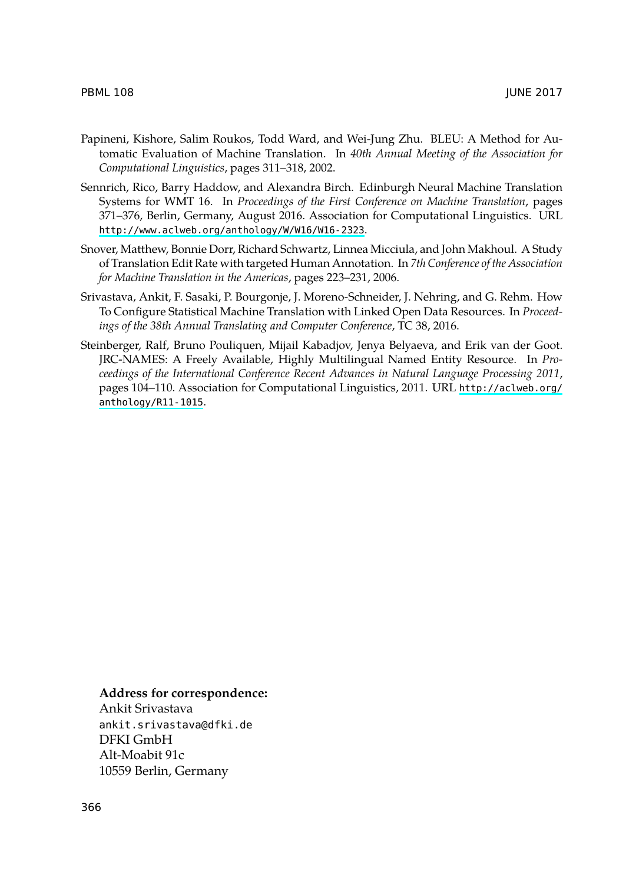Papineni, Kishore, Salim Roukos, Todd Ward, and Wei-Jung Zhu. BLEU: A Method for Automatic Evaluation of Machine Translation. In *40th Annual Meeting of the Association for Computational Linguistics*, pages 311–318, 2002.

Sennrich, Rico, Barry Haddow, and Alexandra Birch. Edinburgh Neural Machine Translation Systems for WMT 16. In *Proceedings of the First Conference on Machine Translation*, pages 371–376, Berlin, Germany, August 2016. Association for Computational Linguistics. URL http://www.aclweb.org/anthology/W/W16/W16-2323.

Snover, Matthew, Bonnie Dorr, Richard Schwartz, Linnea Micciula, and John Makhoul. A Study of Translation Edit Rate with targeted Human Annotation. In *7th Conference of the Association for Machine Translation in the Americas*, pages 223–231, 2006.

Srivastava, Ankit, F. Sasaki, P. Bourgonje, J. Moreno-Schneider, J. Nehring, and G. Rehm. How To Configure Statistical Machine Translation with Linked Open Data Resources. In *Proceedings of the 38th Annual Translating and Computer Conference*, TC 38, 2016.

Steinberger, Ralf, Bruno Pouliquen, Mijail Kabadjov, Jenya Belyaeva, and Erik van der Goot. JRC-NAMES: A Freely Available, Highly Multilingual Named Entity Resource. In *Proceedings of the International Conference Recent Advances in Natural Language Processing 2011*, pages 104–110. Association for Computational Linguistics, 2011. URL http://aclweb.org/anthology/R11-1015.

**Address for correspondence:**
Ankit Srivastava
ankit.srivastava@dfki.de
DFKI GmbH
Alt-Moabit 91c
10559 Berlin, Germany